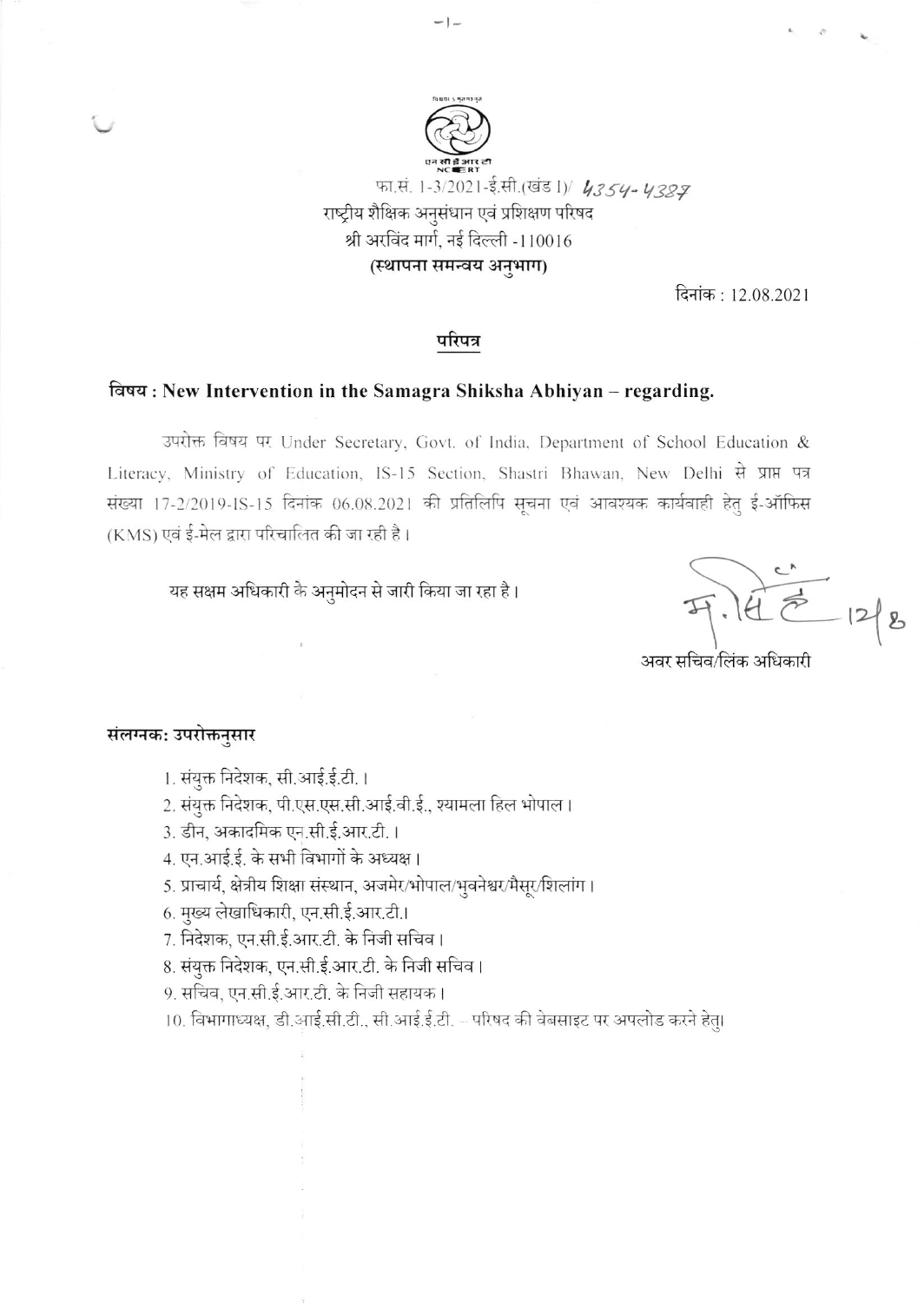एन सी ई आर टी
NCERT

फा.सं. 1-3/2021-ई.सी.(खंड I)/ 4354-4387

राष्ट्रीय शैक्षिक अनुसंधान एवं प्रशिक्षण परिषद

श्री अरविंद मार्ग, नई दिल्ली -110016

**(स्थापना समन्वय अनुभाग)**

दिनांक : 12.08.2021

## परिपत्र

**विषय : New Intervention in the Samagra Shiksha Abhiyan – regarding.**

उपरोक्त विषय पर Under Secretary, Govt. of India, Department of School Education & Literacy, Ministry of Education, IS-15 Section, Shastri Bhawan, New Delhi से प्राप्त पत्र संख्या 17-2/2019-IS-15 दिनांक 06.08.2021 की प्रतिलिपि सूचना एवं आवश्यक कार्यवाही हेतु ई-ऑफिस (KMS) एवं ई-मेल द्वारा परिचालित की जा रही है।

यह सक्षम अधिकारी के अनुमोदन से जारी किया जा रहा है।

अवर सचिव/लिंक अधिकारी

**संलग्नक: उपरोक्तनुसार**

1. संयुक्त निदेशक, सी.आई.ई.टी.।
2. संयुक्त निदेशक, पी.एस.एस.सी.आई.वी.ई., श्यामला हिल भोपाल।
3. डीन, अकादमिक एन.सी.ई.आर.टी.।
4. एन.आई.ई. के सभी विभागों के अध्यक्ष।
5. प्राचार्य, क्षेत्रीय शिक्षा संस्थान, अजमेर/भोपाल/भुवनेश्वर/मैसूर/शिलांग।
6. मुख्य लेखाधिकारी, एन.सी.ई.आर.टी.।
7. निदेशक, एन.सी.ई.आर.टी. के निजी सचिव।
8. संयुक्त निदेशक, एन.सी.ई.आर.टी. के निजी सचिव।
9. सचिव, एन.सी.ई.आर.टी. के निजी सहायक।
10. विभागाध्यक्ष, डी.आई.सी.टी., सी.आई.ई.टी. – परिषद की वेबसाइट पर अपलोड करने हेतु।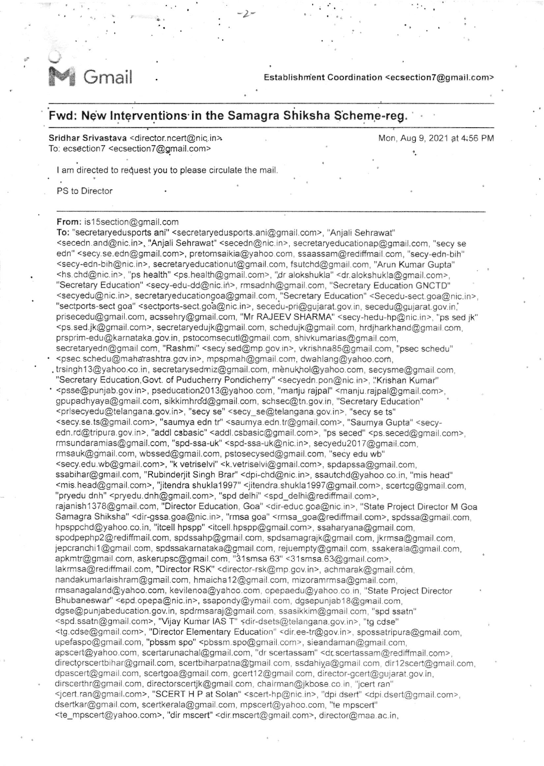Gmail

Establishment Coordination <ecsection7@gmail.com>

# Fwd: New Interventions in the Samagra Shiksha Scheme-reg.

**Sridhar Srivastava** <director.ncert@nic.in>
To: ecsection7 <ecsection7@gmail.com>

Mon, Aug 9, 2021 at 4:56 PM

I am directed to request you to please circulate the mail.

PS to Director

---

**From:** is15section@gmail.com
**To:** "secretaryedusports ani" <secretaryedusports.ani@gmail.com>, "Anjali Sehrawat" <secedn.and@nic.in>, "Anjali Sehrawat" <secedn@nic.in>, secretaryeducationap@gmail.com, "secy se edn" <secy.se.edn@gmail.com>, pretomsaikia@yahoo.com, ssaassam@rediffmail.com, "secy-edn-bih" <secy-edn-bih@nic.in>, secretaryeducationut@gmail.com, fsutchd@gmail.com, "Arun Kumar Gupta" <hs.chd@nic.in>, "ps health" <ps.health@gmail.com>, "dr alokshukla" <dr.alokshukla@gmail.com>, "Secretary Education" <secy-edu-dd@nic.in>, rmsadnh@gmail.com, "Secretary Education GNCTD" <secyedu@nic.in>, secretaryeducationgoa@gmail.com, "Secretary Education" <Secedu-sect.goa@nic.in>, "sectports-sect goa" <sectports-sect.goa@nic.in>, secedu-pri@gujarat.gov.in, secedu@gujarat.gov.in, prisecedu@gmail.com, acssehry@gmail.com, "Mr RAJEEV SHARMA" <secy-hedu-hp@nic.in>, "ps sed jk" <ps.sed.jk@gmail.com>, secretaryedujk@gmail.com, schedujk@gmail.com, hrdjharkhand@gmail.com, prsprim-edu@karnataka.gov.in, pstocomsecutl@gmail.com, shivkumarias@gmail.com, secretaryedn@gmail.com, "Rashmi" <secy.sed@mp.gov.in>, vkrishna85@gmail.com, "psec schedu" <psec.schedu@maharashtra.gov.in>, mpspmah@gmail.com, dwahlang@yahoo.com, trsingh13@yahoo.co.in, secretarysedmiz@gmail.com, menukhol@yahoo.com, secysme@gmail.com, "Secretary Education,Govt. of Puducherry Pondicherry" <secyedn.pon@nic.in>, "Krishan Kumar" <psse@punjab.gov.in>, pseducation2013@yahoo.com, "manju rajpal" <manju.rajpal@gmail.com>, gpupadhyaya@gmail.com, sikkimhrdd@gmail.com, schsec@tn.gov.in, "Secretary Education" <prlsecyedu@telangana.gov.in>, "secy se" <secy_se@telangana.gov.in>, "secy se ts" <secy.se.ts@gmail.com>, "saumya edn tr" <saumya.edn.tr@gmail.com>, "Saumya Gupta" <secy-edn.rd@tripura.gov.in>, "addl csbasic" <addl.csbasic@gmail.com>, "ps seced" <ps.seced@gmail.com>, rmsundaramias@gmail.com, "spd-ssa-uk" <spd-ssa-uk@nic.in>, secyedu2017@gmail.com, rmsauk@gmail.com, wbssed@gmail.com, pstosecysed@gmail.com, "secy edu wb" <secy.edu.wb@gmail.com>, "k vetriselvi" <k.vetriselvi@gmail.com>, spdapssa@gmail.com, ssabihar@gmail.com, "Rubinderjit Singh Brar" <dpi-chd@nic.in>, ssautchd@yahoo.co.in, "mis head" <mis.head@gmail.com>, "jitendra shukla1997" <jitendra.shukla1997@gmail.com>, scertcg@gmail.com, "pryedu dnh" <pryedu.dnh@gmail.com>, "spd delhi" <spd_delhi@rediffmail.com>, rajanish1378@gmail.com, "Director Education, Goa" <dir-educ.goa@nic.in>, "State Project Director M Goa Samagra Shiksha" <dir-gssa.goa@nic.in>, "rmsa goa" <rmsa_goa@rediffmail.com>, spdssa@gmail.com, hpsppchd@yahoo.co.in, "itcell hpspp" <itcell.hpspp@gmail.com>, ssaharyana@gmail.com, spodpephp2@rediffmail.com, spdssahp@gmail.com, spdsamagrajk@gmail.com, jkrmsa@gmail.com, jepcranchi1@gmail.com, spdssakarnataka@gmail.com, rejuempty@gmail.com, ssakerala@gmail.com, apkmtr@gmail.com, askerupsc@gmail.com, "31smsa 63" <31smsa.63@gmail.com>, lakrmsa@rediffmail.com, "Director RSK" <director-rsk@mp.gov.in>, achmarak@gmail.com, nandakumarlaishram@gmail.com, hmaicha12@gmail.com, mizoramrmsa@gmail.com, rmsanagaland@yahoo.com, kevilenoa@yahoo.com, opepaedu@yahoo.co.in, "State Project Director Bhubaneswar" <spd.opepa@nic.in>, ssapondy@ymail.com, dgsepunjab18@gmail.com, dgse@punjabeducation.gov.in, spdrmsaraj@gmail.com, ssasikkim@gmail.com, "spd ssatn" <spd.ssatn@gmail.com>, "Vijay Kumar IAS T" <dir-dsets@telangana.gov.in>, "tg cdse" <tg.cdse@gmail.com>, "Director Elementary Education" <dir.ee-tr@gov.in>, spossatripura@gmail.com, upefaspo@gmail.com, "pbssm spo" <pbssm.spo@gmail.com>, sieandaman@gmail.com, apscert@yahoo.com, scertarunachal@gmail.com, "dr scertassam" <dr.scertassam@rediffmail.com>, directorscertbihar@gmail.com, scertbiharpatna@gmail.com, ssdahiya@gmail.com, dir12scert@gmail.com, dpascert@gmail.com, scertgoa@gmail.com, gcert12@gmail.com, director-gcert@gujarat.gov.in, dirscerthr@gmail.com, directorscertjk@gmail.com, chairman@jkbose.co.in, "jcert ran" <jcert.ran@gmail.com>, "SCERT H P at Solan" <scert-hp@nic.in>, "dpi dsert" <dpi.dsert@gmail.com>, dsertkar@gmail.com, scertkerala@gmail.com, mpscert@yahoo.com, "te mpscert" <te_mpscert@yahoo.com>, "dir mscert" <dir.mscert@gmail.com>, director@maa.ac.in,